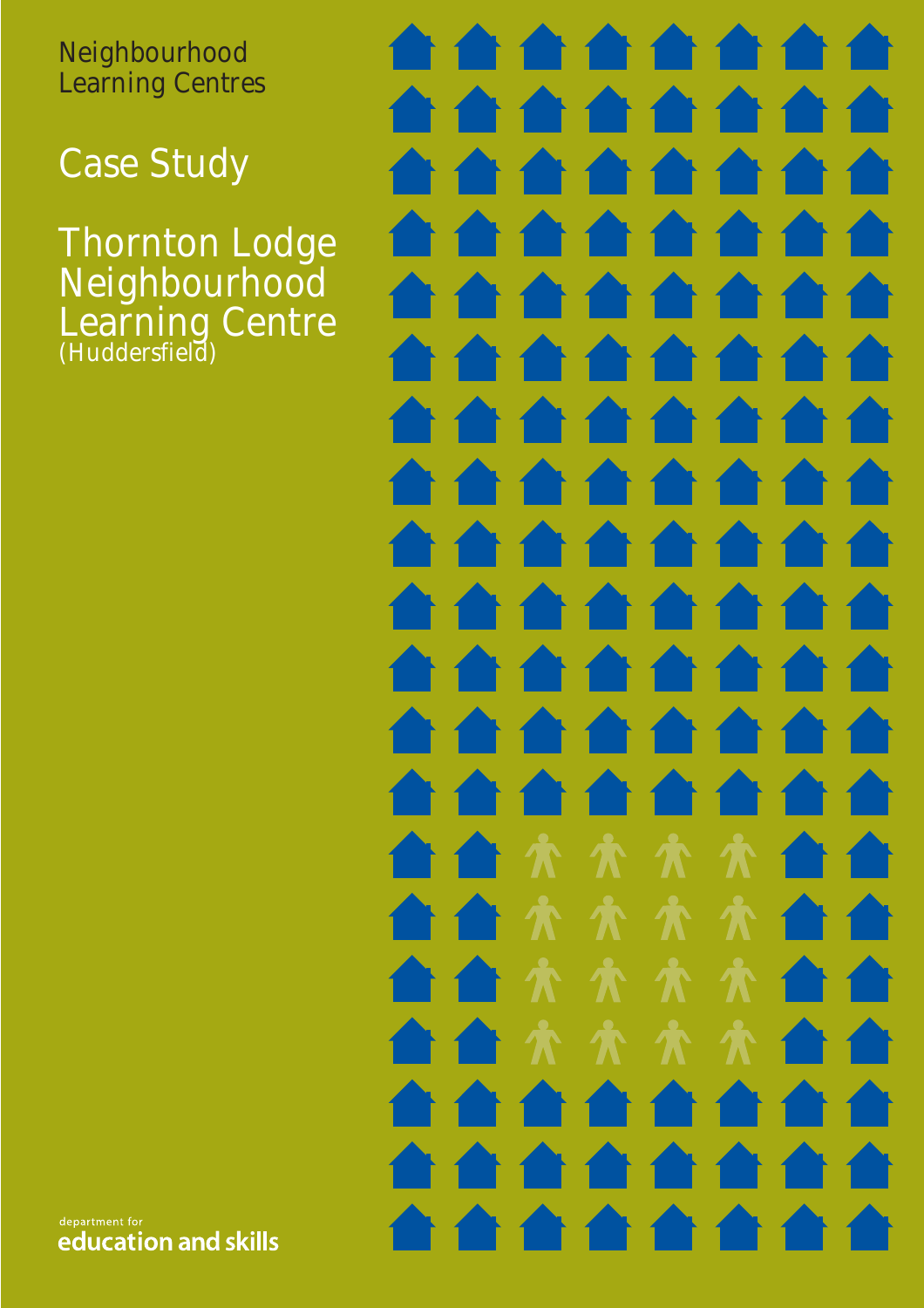Neighbourhood Learning Centres

# Case Study

# Thornton Lodge Neighbourhood Learning Centre

(Huddersfield)

department for
education and skills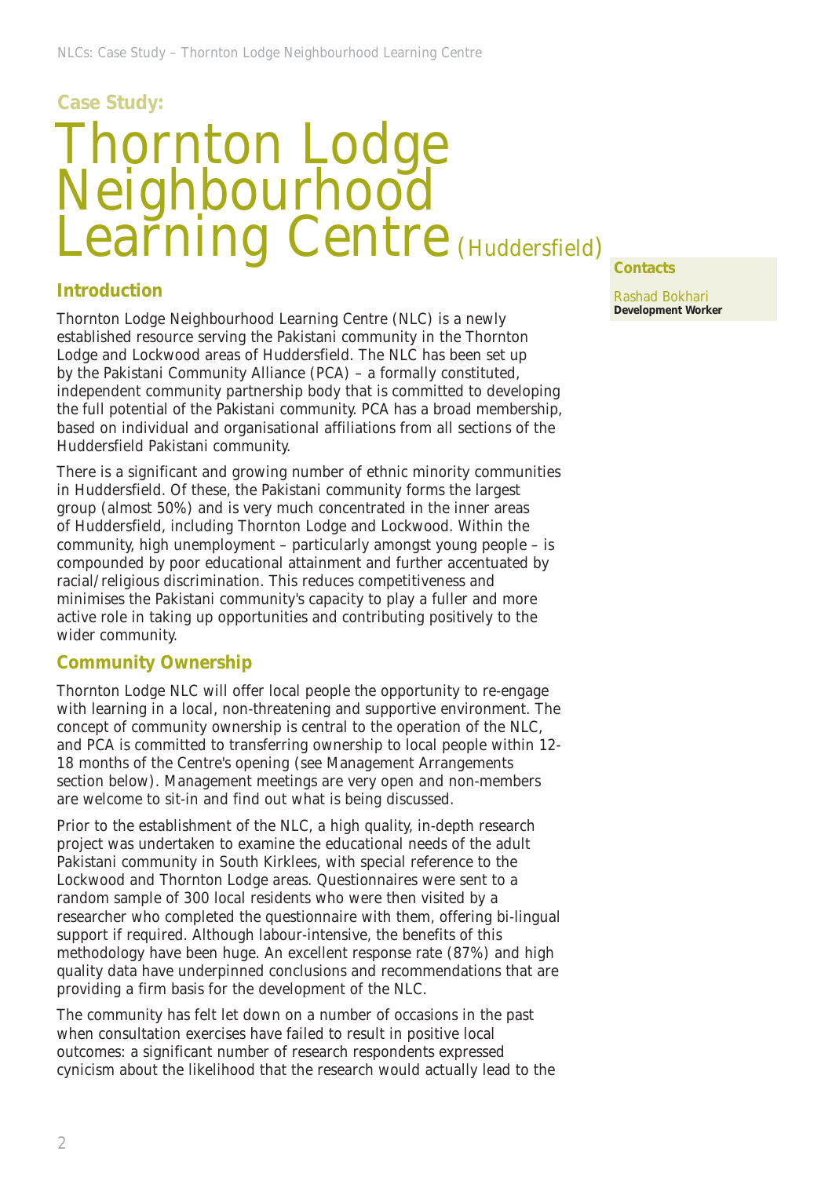Case Study:

# Thornton Lodge Neighbourhood Learning Centre (Huddersfield)

**Contacts**

Rashad Bokhari
**Development Worker**

## Introduction

Thornton Lodge Neighbourhood Learning Centre (NLC) is a newly established resource serving the Pakistani community in the Thornton Lodge and Lockwood areas of Huddersfield. The NLC has been set up by the Pakistani Community Alliance (PCA) – a formally constituted, independent community partnership body that is committed to developing the full potential of the Pakistani community. PCA has a broad membership, based on individual and organisational affiliations from all sections of the Huddersfield Pakistani community.

There is a significant and growing number of ethnic minority communities in Huddersfield. Of these, the Pakistani community forms the largest group (almost 50%) and is very much concentrated in the inner areas of Huddersfield, including Thornton Lodge and Lockwood. Within the community, high unemployment – particularly amongst young people – is compounded by poor educational attainment and further accentuated by racial/religious discrimination. This reduces competitiveness and minimises the Pakistani community's capacity to play a fuller and more active role in taking up opportunities and contributing positively to the wider community.

## Community Ownership

Thornton Lodge NLC will offer local people the opportunity to re-engage with learning in a local, non-threatening and supportive environment. The concept of community ownership is central to the operation of the NLC, and PCA is committed to transferring ownership to local people within 12-18 months of the Centre's opening (see Management Arrangements section below). Management meetings are very open and non-members are welcome to sit-in and find out what is being discussed.

Prior to the establishment of the NLC, a high quality, in-depth research project was undertaken to examine the educational needs of the adult Pakistani community in South Kirklees, with special reference to the Lockwood and Thornton Lodge areas. Questionnaires were sent to a random sample of 300 local residents who were then visited by a researcher who completed the questionnaire with them, offering bi-lingual support if required. Although labour-intensive, the benefits of this methodology have been huge. An excellent response rate (87%) and high quality data have underpinned conclusions and recommendations that are providing a firm basis for the development of the NLC.

The community has felt let down on a number of occasions in the past when consultation exercises have failed to result in positive local outcomes: a significant number of research respondents expressed cynicism about the likelihood that the research would actually lead to the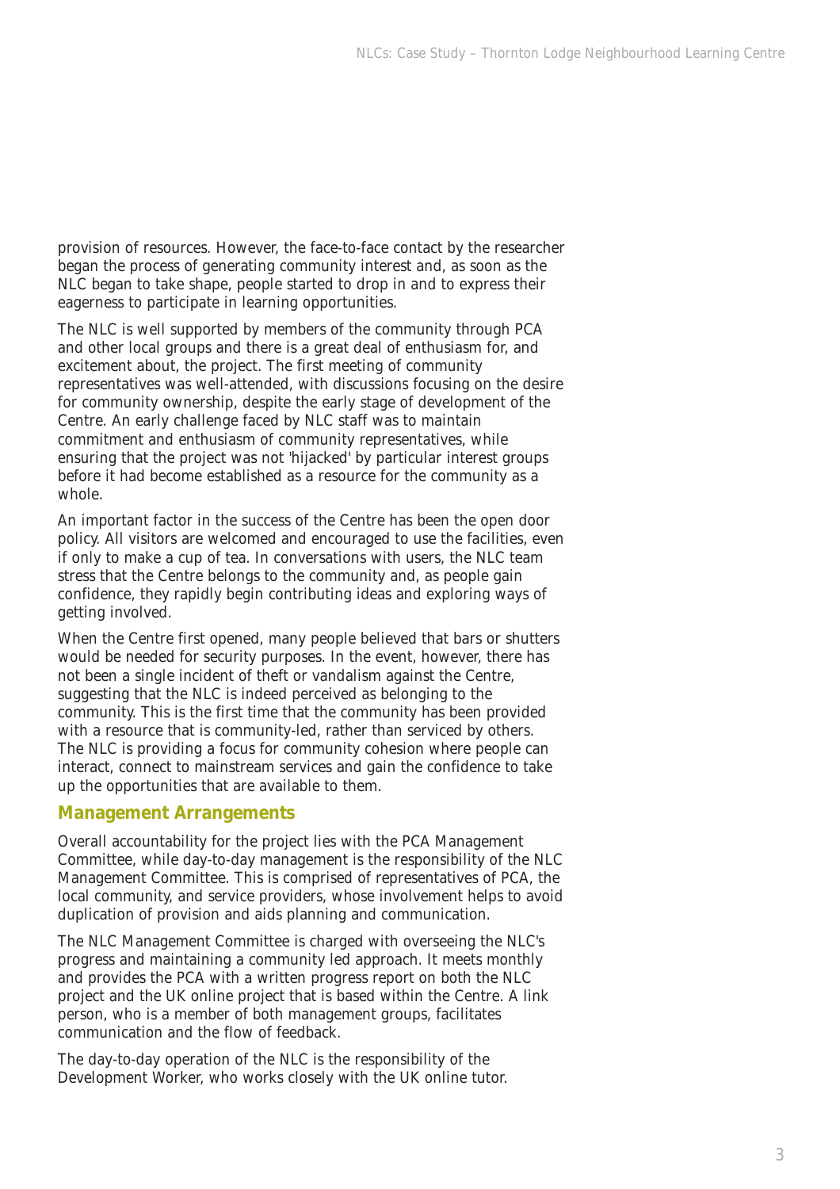provision of resources. However, the face-to-face contact by the researcher began the process of generating community interest and, as soon as the NLC began to take shape, people started to drop in and to express their eagerness to participate in learning opportunities.

The NLC is well supported by members of the community through PCA and other local groups and there is a great deal of enthusiasm for, and excitement about, the project. The first meeting of community representatives was well-attended, with discussions focusing on the desire for community ownership, despite the early stage of development of the Centre. An early challenge faced by NLC staff was to maintain commitment and enthusiasm of community representatives, while ensuring that the project was not 'hijacked' by particular interest groups before it had become established as a resource for the community as a whole.

An important factor in the success of the Centre has been the open door policy. All visitors are welcomed and encouraged to use the facilities, even if only to make a cup of tea. In conversations with users, the NLC team stress that the Centre belongs to the community and, as people gain confidence, they rapidly begin contributing ideas and exploring ways of getting involved.

When the Centre first opened, many people believed that bars or shutters would be needed for security purposes. In the event, however, there has not been a single incident of theft or vandalism against the Centre, suggesting that the NLC is indeed perceived as belonging to the community. This is the first time that the community has been provided with a resource that is community-led, rather than serviced by others. The NLC is providing a focus for community cohesion where people can interact, connect to mainstream services and gain the confidence to take up the opportunities that are available to them.

## Management Arrangements

Overall accountability for the project lies with the PCA Management Committee, while day-to-day management is the responsibility of the NLC Management Committee. This is comprised of representatives of PCA, the local community, and service providers, whose involvement helps to avoid duplication of provision and aids planning and communication.

The NLC Management Committee is charged with overseeing the NLC's progress and maintaining a community led approach. It meets monthly and provides the PCA with a written progress report on both the NLC project and the UK online project that is based within the Centre. A link person, who is a member of both management groups, facilitates communication and the flow of feedback.

The day-to-day operation of the NLC is the responsibility of the Development Worker, who works closely with the UK online tutor.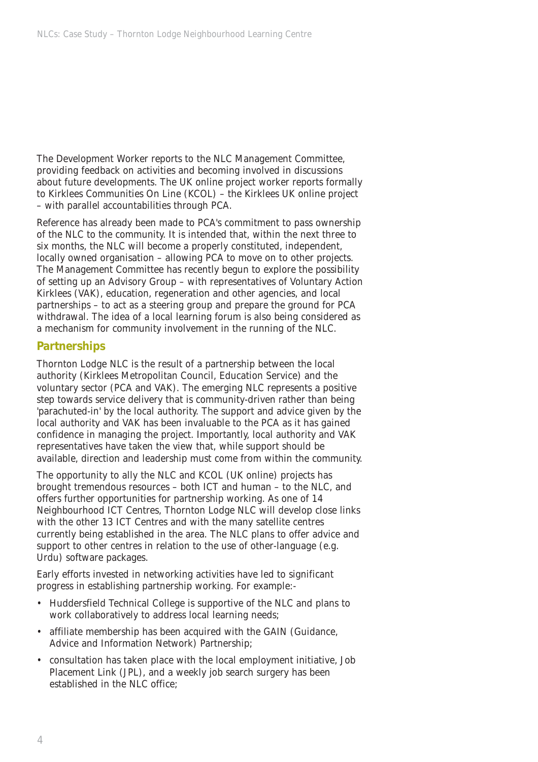The Development Worker reports to the NLC Management Committee, providing feedback on activities and becoming involved in discussions about future developments. The UK online project worker reports formally to Kirklees Communities On Line (KCOL) – the Kirklees UK online project – with parallel accountabilities through PCA.

Reference has already been made to PCA's commitment to pass ownership of the NLC to the community. It is intended that, within the next three to six months, the NLC will become a properly constituted, independent, locally owned organisation – allowing PCA to move on to other projects. The Management Committee has recently begun to explore the possibility of setting up an Advisory Group – with representatives of Voluntary Action Kirklees (VAK), education, regeneration and other agencies, and local partnerships – to act as a steering group and prepare the ground for PCA withdrawal. The idea of a local learning forum is also being considered as a mechanism for community involvement in the running of the NLC.

## Partnerships

Thornton Lodge NLC is the result of a partnership between the local authority (Kirklees Metropolitan Council, Education Service) and the voluntary sector (PCA and VAK). The emerging NLC represents a positive step towards service delivery that is community-driven rather than being 'parachuted-in' by the local authority. The support and advice given by the local authority and VAK has been invaluable to the PCA as it has gained confidence in managing the project. Importantly, local authority and VAK representatives have taken the view that, while support should be available, direction and leadership must come from within the community.

The opportunity to ally the NLC and KCOL (UK online) projects has brought tremendous resources – both ICT and human – to the NLC, and offers further opportunities for partnership working. As one of 14 Neighbourhood ICT Centres, Thornton Lodge NLC will develop close links with the other 13 ICT Centres and with the many satellite centres currently being established in the area. The NLC plans to offer advice and support to other centres in relation to the use of other-language (e.g. Urdu) software packages.

Early efforts invested in networking activities have led to significant progress in establishing partnership working. For example:-

- Huddersfield Technical College is supportive of the NLC and plans to work collaboratively to address local learning needs;
- affiliate membership has been acquired with the GAIN (Guidance, Advice and Information Network) Partnership;
- consultation has taken place with the local employment initiative, Job Placement Link (JPL), and a weekly job search surgery has been established in the NLC office;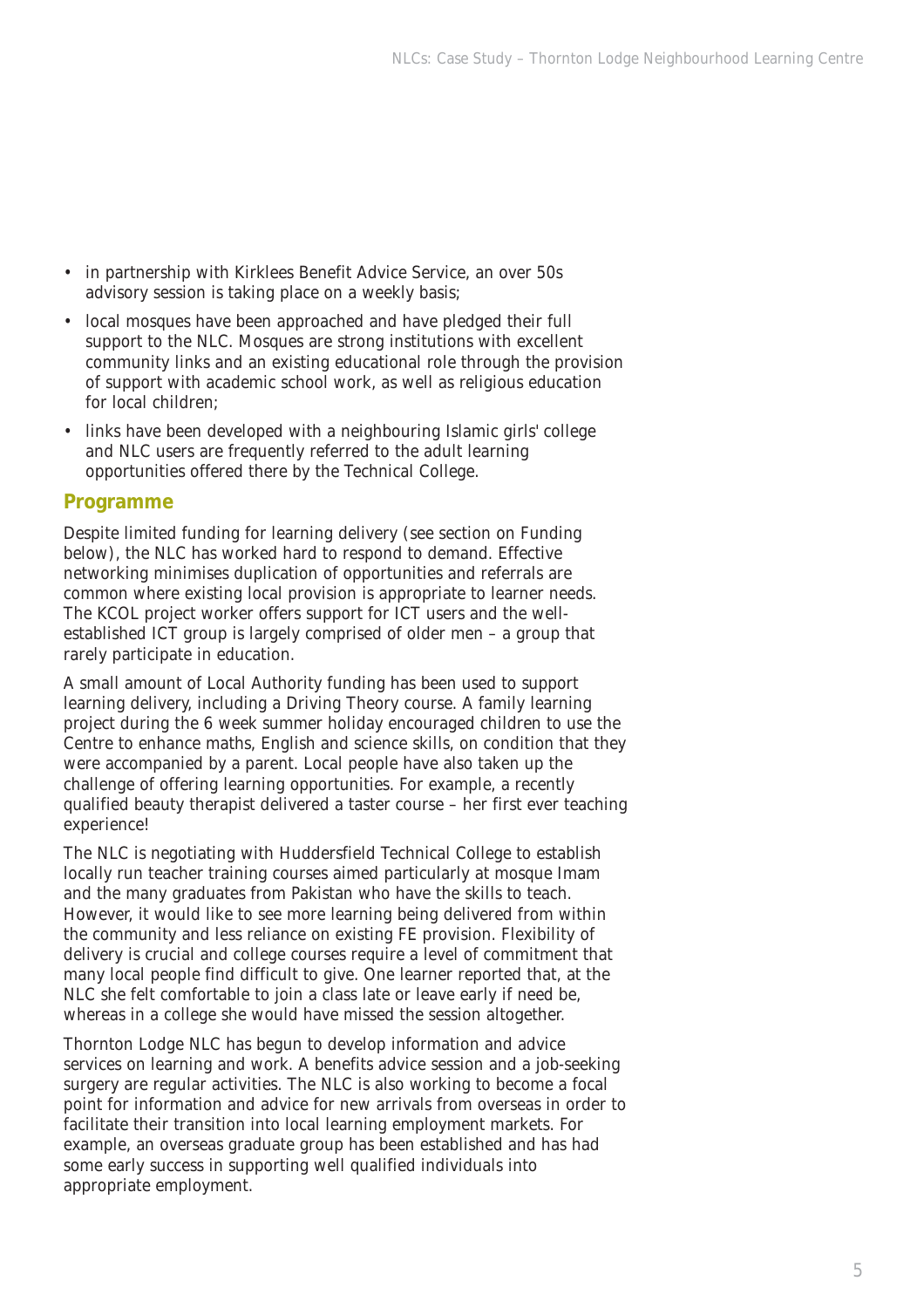- in partnership with Kirklees Benefit Advice Service, an over 50s advisory session is taking place on a weekly basis;
- local mosques have been approached and have pledged their full support to the NLC. Mosques are strong institutions with excellent community links and an existing educational role through the provision of support with academic school work, as well as religious education for local children;
- links have been developed with a neighbouring Islamic girls' college and NLC users are frequently referred to the adult learning opportunities offered there by the Technical College.

## Programme

Despite limited funding for learning delivery (see section on Funding below), the NLC has worked hard to respond to demand. Effective networking minimises duplication of opportunities and referrals are common where existing local provision is appropriate to learner needs. The KCOL project worker offers support for ICT users and the well-established ICT group is largely comprised of older men – a group that rarely participate in education.

A small amount of Local Authority funding has been used to support learning delivery, including a Driving Theory course. A family learning project during the 6 week summer holiday encouraged children to use the Centre to enhance maths, English and science skills, on condition that they were accompanied by a parent. Local people have also taken up the challenge of offering learning opportunities. For example, a recently qualified beauty therapist delivered a taster course – her first ever teaching experience!

The NLC is negotiating with Huddersfield Technical College to establish locally run teacher training courses aimed particularly at mosque Imam and the many graduates from Pakistan who have the skills to teach. However, it would like to see more learning being delivered from within the community and less reliance on existing FE provision. Flexibility of delivery is crucial and college courses require a level of commitment that many local people find difficult to give. One learner reported that, at the NLC she felt comfortable to join a class late or leave early if need be, whereas in a college she would have missed the session altogether.

Thornton Lodge NLC has begun to develop information and advice services on learning and work. A benefits advice session and a job-seeking surgery are regular activities. The NLC is also working to become a focal point for information and advice for new arrivals from overseas in order to facilitate their transition into local learning employment markets. For example, an overseas graduate group has been established and has had some early success in supporting well qualified individuals into appropriate employment.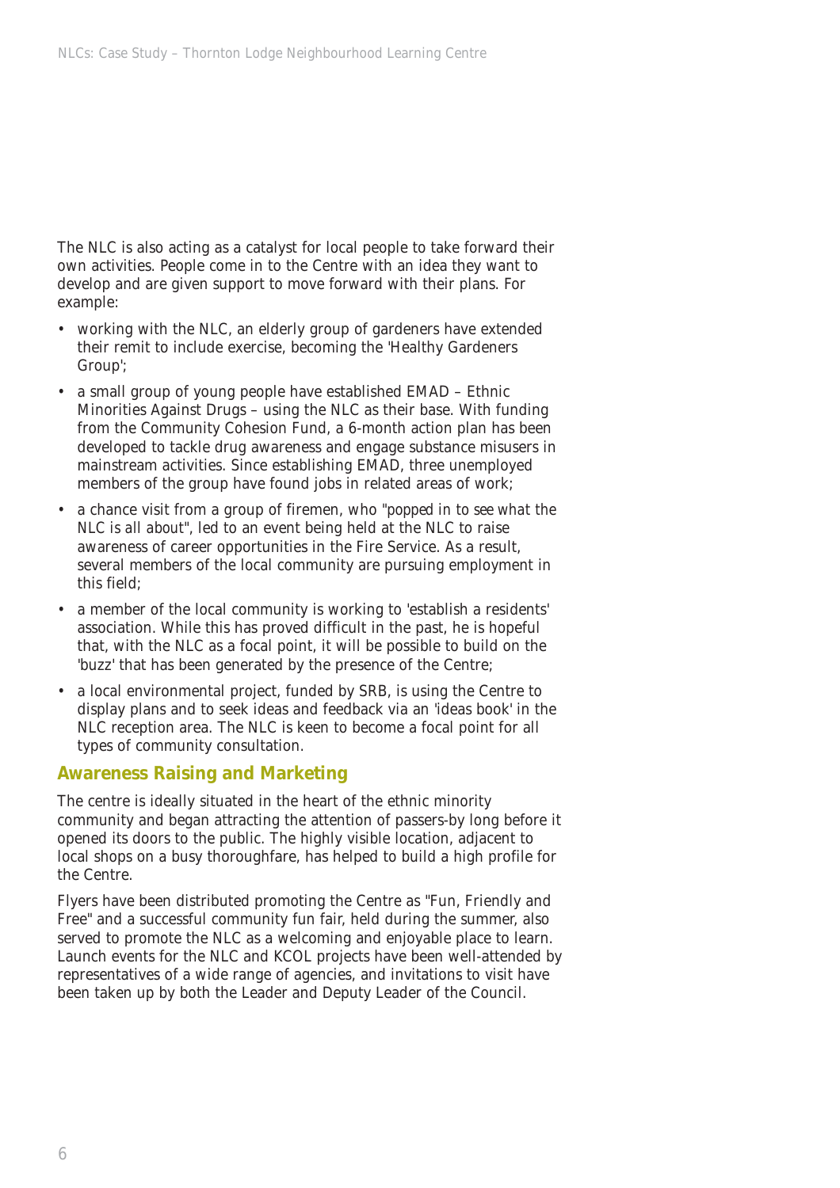The NLC is also acting as a catalyst for local people to take forward their own activities. People come in to the Centre with an idea they want to develop and are given support to move forward with their plans. For example:

- working with the NLC, an elderly group of gardeners have extended their remit to include exercise, becoming the 'Healthy Gardeners Group';
- a small group of young people have established EMAD – Ethnic Minorities Against Drugs – using the NLC as their base. With funding from the Community Cohesion Fund, a 6-month action plan has been developed to tackle drug awareness and engage substance misusers in mainstream activities. Since establishing EMAD, three unemployed members of the group have found jobs in related areas of work;
- a chance visit from a group of firemen, who "popped in to see what the NLC is all about", led to an event being held at the NLC to raise awareness of career opportunities in the Fire Service. As a result, several members of the local community are pursuing employment in this field;
- a member of the local community is working to 'establish a residents' association. While this has proved difficult in the past, he is hopeful that, with the NLC as a focal point, it will be possible to build on the 'buzz' that has been generated by the presence of the Centre;
- a local environmental project, funded by SRB, is using the Centre to display plans and to seek ideas and feedback via an 'ideas book' in the NLC reception area. The NLC is keen to become a focal point for all types of community consultation.

## Awareness Raising and Marketing

The centre is ideally situated in the heart of the ethnic minority community and began attracting the attention of passers-by long before it opened its doors to the public. The highly visible location, adjacent to local shops on a busy thoroughfare, has helped to build a high profile for the Centre.

Flyers have been distributed promoting the Centre as "Fun, Friendly and Free" and a successful community fun fair, held during the summer, also served to promote the NLC as a welcoming and enjoyable place to learn. Launch events for the NLC and KCOL projects have been well-attended by representatives of a wide range of agencies, and invitations to visit have been taken up by both the Leader and Deputy Leader of the Council.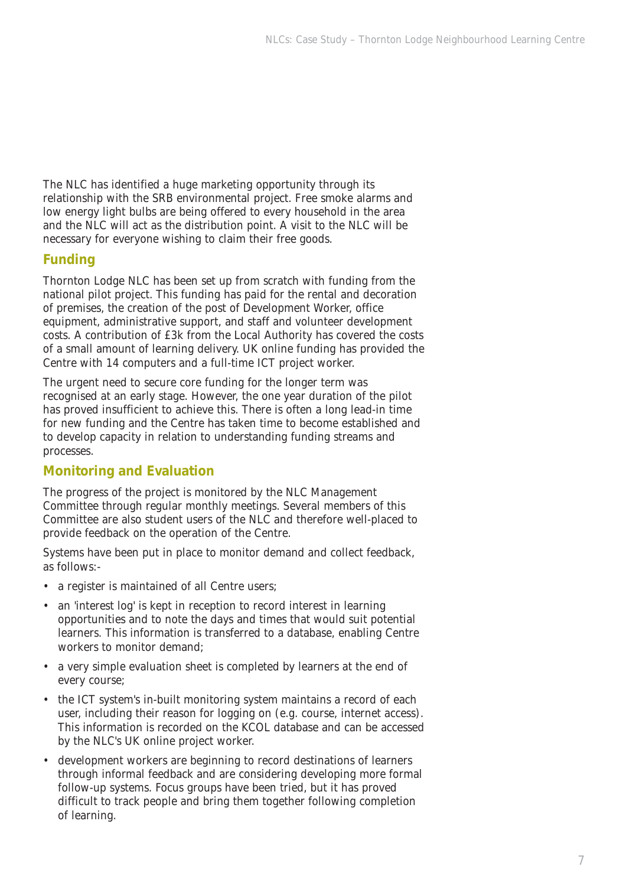The NLC has identified a huge marketing opportunity through its relationship with the SRB environmental project. Free smoke alarms and low energy light bulbs are being offered to every household in the area and the NLC will act as the distribution point. A visit to the NLC will be necessary for everyone wishing to claim their free goods.

## Funding

Thornton Lodge NLC has been set up from scratch with funding from the national pilot project. This funding has paid for the rental and decoration of premises, the creation of the post of Development Worker, office equipment, administrative support, and staff and volunteer development costs. A contribution of £3k from the Local Authority has covered the costs of a small amount of learning delivery. UK online funding has provided the Centre with 14 computers and a full-time ICT project worker.

The urgent need to secure core funding for the longer term was recognised at an early stage. However, the one year duration of the pilot has proved insufficient to achieve this. There is often a long lead-in time for new funding and the Centre has taken time to become established and to develop capacity in relation to understanding funding streams and processes.

## Monitoring and Evaluation

The progress of the project is monitored by the NLC Management Committee through regular monthly meetings. Several members of this Committee are also student users of the NLC and therefore well-placed to provide feedback on the operation of the Centre.

Systems have been put in place to monitor demand and collect feedback, as follows:-

- a register is maintained of all Centre users;
- an 'interest log' is kept in reception to record interest in learning opportunities and to note the days and times that would suit potential learners. This information is transferred to a database, enabling Centre workers to monitor demand;
- a very simple evaluation sheet is completed by learners at the end of every course;
- the ICT system's in-built monitoring system maintains a record of each user, including their reason for logging on (e.g. course, internet access). This information is recorded on the KCOL database and can be accessed by the NLC's UK online project worker.
- development workers are beginning to record destinations of learners through informal feedback and are considering developing more formal follow-up systems. Focus groups have been tried, but it has proved difficult to track people and bring them together following completion of learning.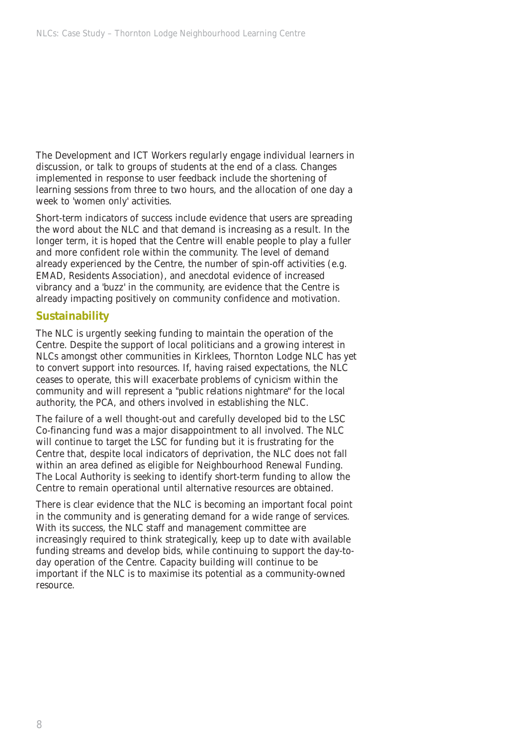The Development and ICT Workers regularly engage individual learners in discussion, or talk to groups of students at the end of a class. Changes implemented in response to user feedback include the shortening of learning sessions from three to two hours, and the allocation of one day a week to 'women only' activities.

Short-term indicators of success include evidence that users are spreading the word about the NLC and that demand is increasing as a result. In the longer term, it is hoped that the Centre will enable people to play a fuller and more confident role within the community. The level of demand already experienced by the Centre, the number of spin-off activities (e.g. EMAD, Residents Association), and anecdotal evidence of increased vibrancy and a 'buzz' in the community, are evidence that the Centre is already impacting positively on community confidence and motivation.

## Sustainability

The NLC is urgently seeking funding to maintain the operation of the Centre. Despite the support of local politicians and a growing interest in NLCs amongst other communities in Kirklees, Thornton Lodge NLC has yet to convert support into resources. If, having raised expectations, the NLC ceases to operate, this will exacerbate problems of cynicism within the community and will represent a "*public relations nightmare*" for the local authority, the PCA, and others involved in establishing the NLC.

The failure of a well thought-out and carefully developed bid to the LSC Co-financing fund was a major disappointment to all involved. The NLC will continue to target the LSC for funding but it is frustrating for the Centre that, despite local indicators of deprivation, the NLC does not fall within an area defined as eligible for Neighbourhood Renewal Funding. The Local Authority is seeking to identify short-term funding to allow the Centre to remain operational until alternative resources are obtained.

There is clear evidence that the NLC is becoming an important focal point in the community and is generating demand for a wide range of services. With its success, the NLC staff and management committee are increasingly required to think strategically, keep up to date with available funding streams and develop bids, while continuing to support the day-to-day operation of the Centre. Capacity building will continue to be important if the NLC is to maximise its potential as a community-owned resource.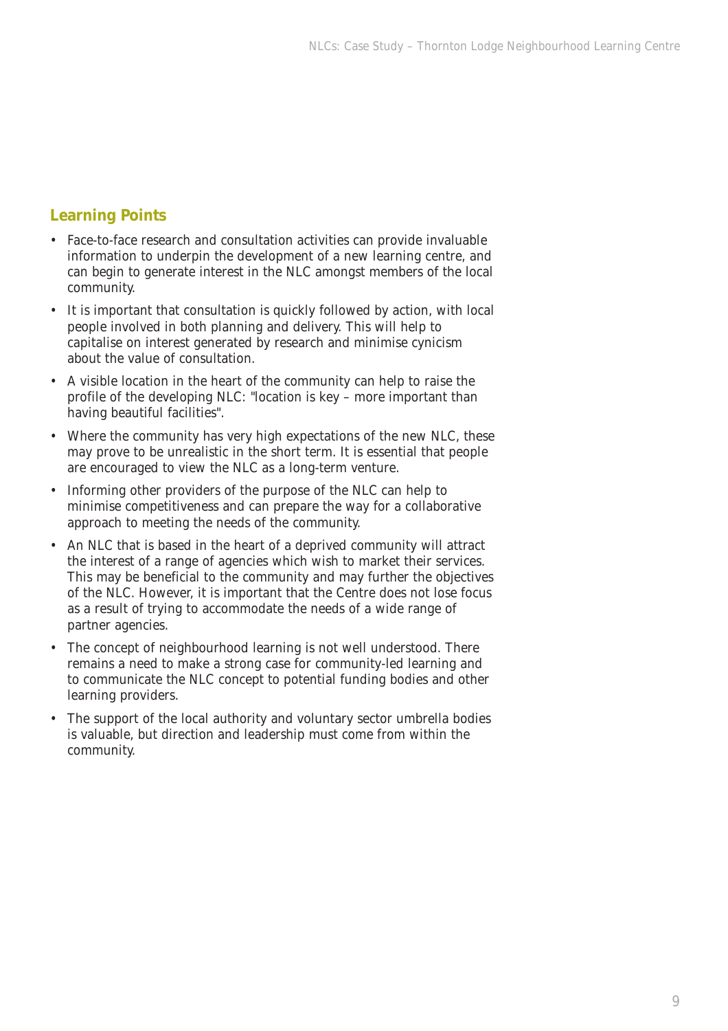## Learning Points

- Face-to-face research and consultation activities can provide invaluable information to underpin the development of a new learning centre, and can begin to generate interest in the NLC amongst members of the local community.
- It is important that consultation is quickly followed by action, with local people involved in both planning and delivery. This will help to capitalise on interest generated by research and minimise cynicism about the value of consultation.
- A visible location in the heart of the community can help to raise the profile of the developing NLC: "location is key – more important than having beautiful facilities".
- Where the community has very high expectations of the new NLC, these may prove to be unrealistic in the short term. It is essential that people are encouraged to view the NLC as a long-term venture.
- Informing other providers of the purpose of the NLC can help to minimise competitiveness and can prepare the way for a collaborative approach to meeting the needs of the community.
- An NLC that is based in the heart of a deprived community will attract the interest of a range of agencies which wish to market their services. This may be beneficial to the community and may further the objectives of the NLC. However, it is important that the Centre does not lose focus as a result of trying to accommodate the needs of a wide range of partner agencies.
- The concept of neighbourhood learning is not well understood. There remains a need to make a strong case for community-led learning and to communicate the NLC concept to potential funding bodies and other learning providers.
- The support of the local authority and voluntary sector umbrella bodies is valuable, but direction and leadership must come from within the community.